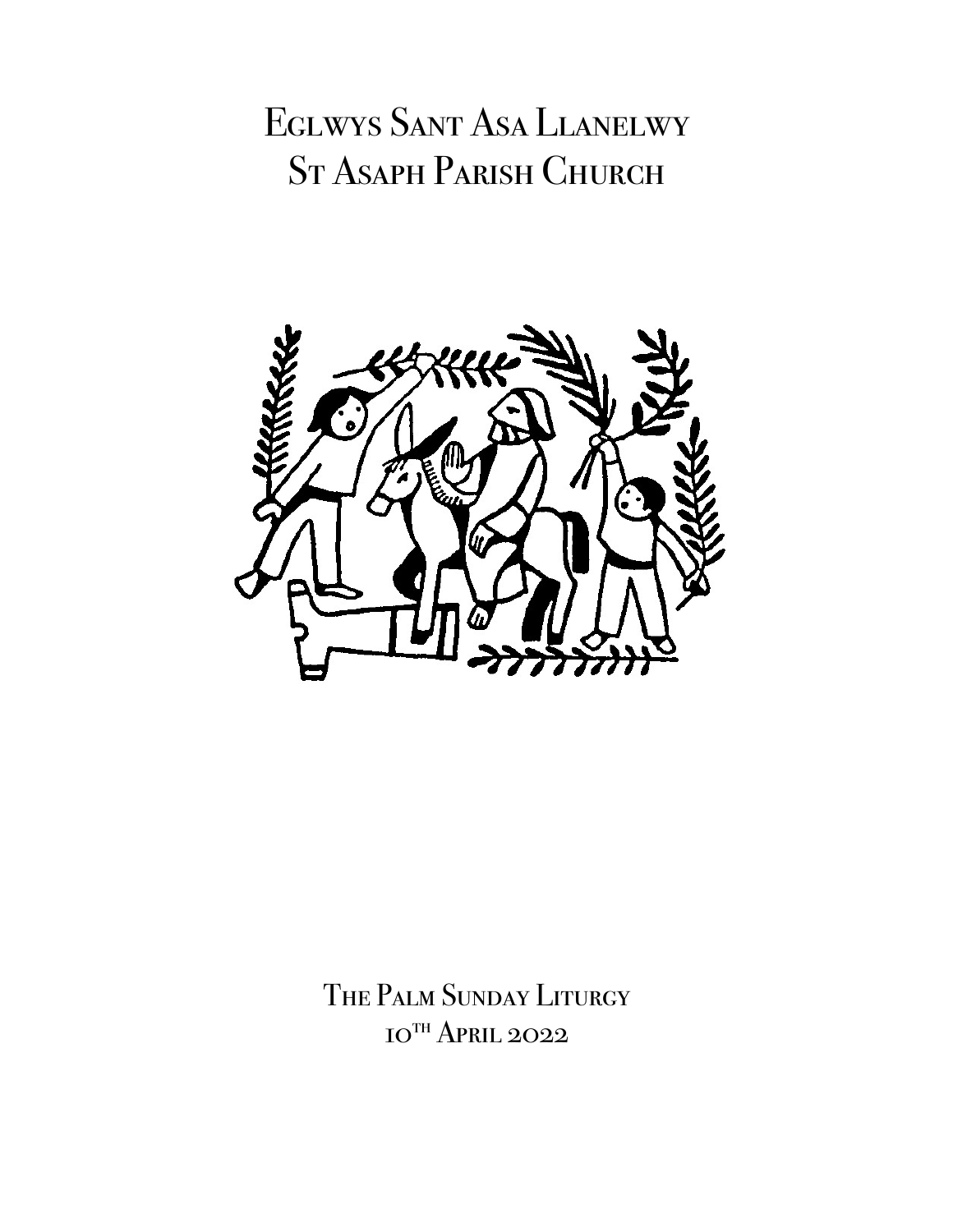# Eglwys Sant Asa Llanelwy
# St Asaph Parish Church

The Palm Sunday Liturgy

10th April 2022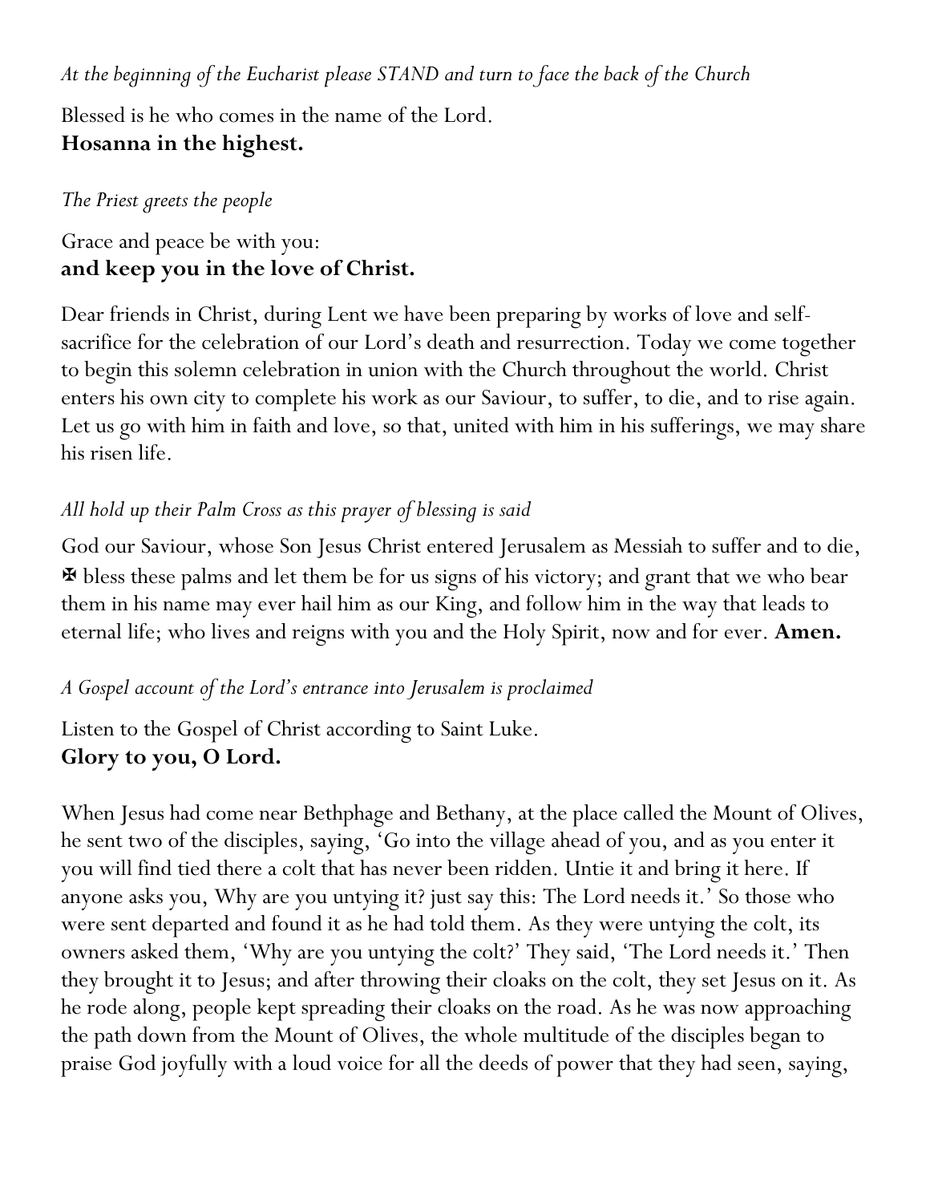*At the beginning of the Eucharist please STAND and turn to face the back of the Church*

Blessed is he who comes in the name of the Lord.
**Hosanna in the highest.**

*The Priest greets the people*

Grace and peace be with you:
**and keep you in the love of Christ.**

Dear friends in Christ, during Lent we have been preparing by works of love and self-sacrifice for the celebration of our Lord's death and resurrection. Today we come together to begin this solemn celebration in union with the Church throughout the world. Christ enters his own city to complete his work as our Saviour, to suffer, to die, and to rise again. Let us go with him in faith and love, so that, united with him in his sufferings, we may share his risen life.

*All hold up their Palm Cross as this prayer of blessing is said*

God our Saviour, whose Son Jesus Christ entered Jerusalem as Messiah to suffer and to die, ✠ bless these palms and let them be for us signs of his victory; and grant that we who bear them in his name may ever hail him as our King, and follow him in the way that leads to eternal life; who lives and reigns with you and the Holy Spirit, now and for ever. **Amen.**

*A Gospel account of the Lord's entrance into Jerusalem is proclaimed*

Listen to the Gospel of Christ according to Saint Luke.
**Glory to you, O Lord.**

When Jesus had come near Bethphage and Bethany, at the place called the Mount of Olives, he sent two of the disciples, saying, 'Go into the village ahead of you, and as you enter it you will find tied there a colt that has never been ridden. Untie it and bring it here. If anyone asks you, Why are you untying it? just say this: The Lord needs it.' So those who were sent departed and found it as he had told them. As they were untying the colt, its owners asked them, 'Why are you untying the colt?' They said, 'The Lord needs it.' Then they brought it to Jesus; and after throwing their cloaks on the colt, they set Jesus on it. As he rode along, people kept spreading their cloaks on the road. As he was now approaching the path down from the Mount of Olives, the whole multitude of the disciples began to praise God joyfully with a loud voice for all the deeds of power that they had seen, saying,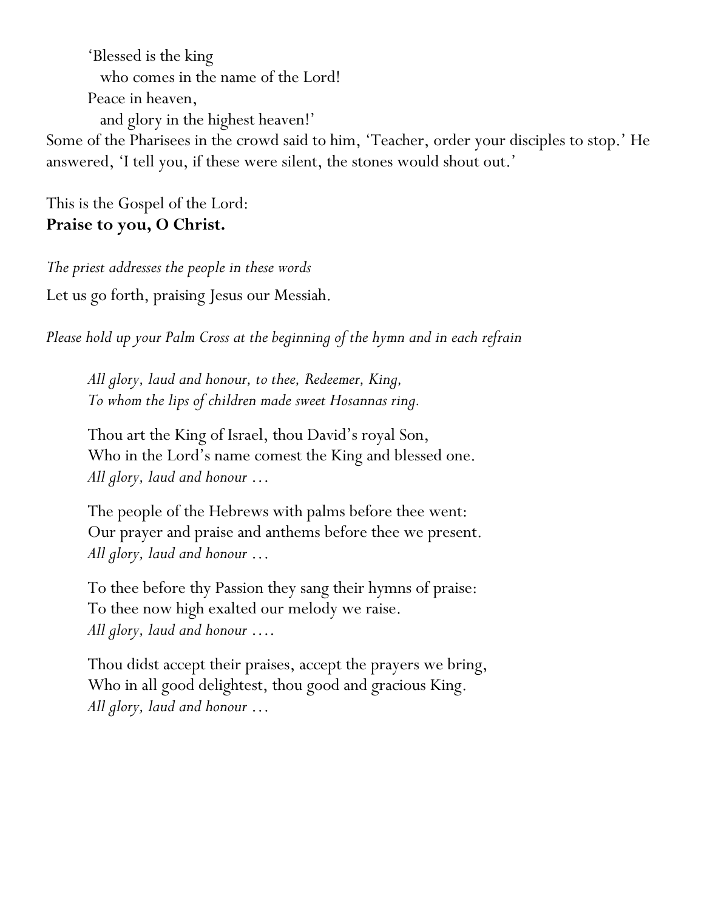‘Blessed is the king
  who comes in the name of the Lord!
Peace in heaven,
  and glory in the highest heaven!’

Some of the Pharisees in the crowd said to him, ‘Teacher, order your disciples to stop.’ He answered, ‘I tell you, if these were silent, the stones would shout out.’

This is the Gospel of the Lord:
**Praise to you, O Christ.**

*The priest addresses the people in these words*

Let us go forth, praising Jesus our Messiah.

*Please hold up your Palm Cross at the beginning of the hymn and in each refrain*

*All glory, laud and honour, to thee, Redeemer, King,*
*To whom the lips of children made sweet Hosannas ring.*

Thou art the King of Israel, thou David’s royal Son,
Who in the Lord’s name comest the King and blessed one.
*All glory, laud and honour …*

The people of the Hebrews with palms before thee went:
Our prayer and praise and anthems before thee we present.
*All glory, laud and honour …*

To thee before thy Passion they sang their hymns of praise:
To thee now high exalted our melody we raise.
*All glory, laud and honour ….*

Thou didst accept their praises, accept the prayers we bring,
Who in all good delightest, thou good and gracious King.
*All glory, laud and honour …*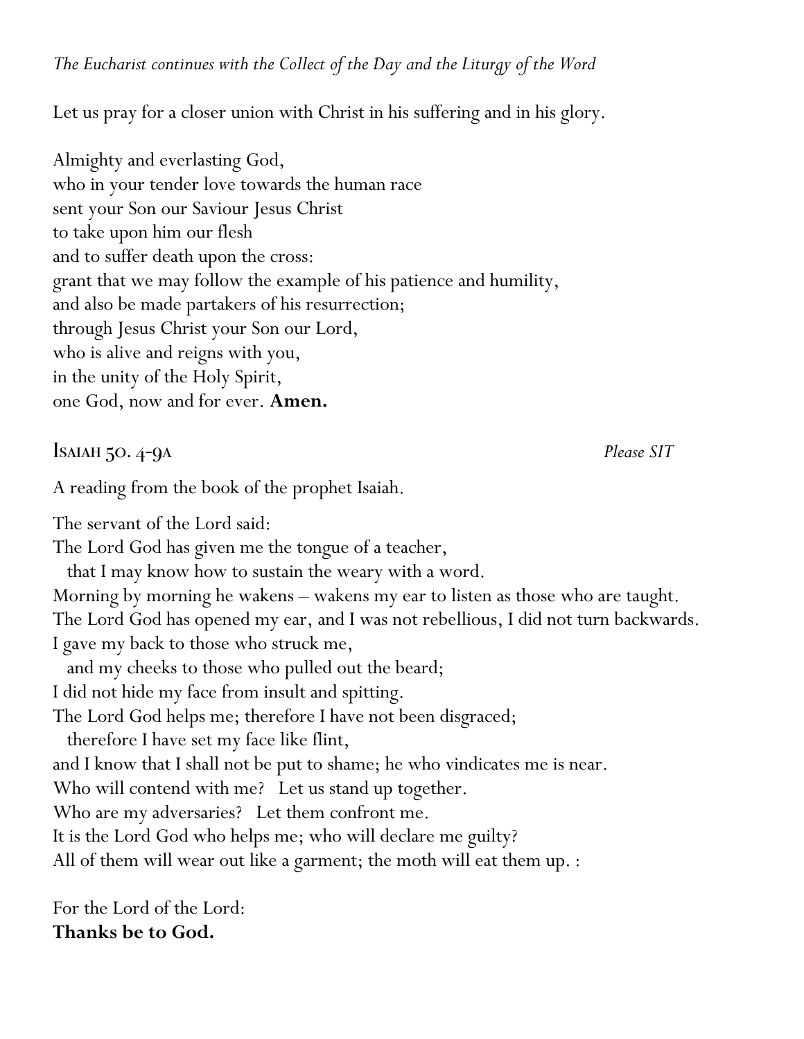*The Eucharist continues with the Collect of the Day and the Liturgy of the Word*

Let us pray for a closer union with Christ in his suffering and in his glory.

Almighty and everlasting God,
who in your tender love towards the human race
sent your Son our Saviour Jesus Christ
to take upon him our flesh
and to suffer death upon the cross:
grant that we may follow the example of his patience and humility,
and also be made partakers of his resurrection;
through Jesus Christ your Son our Lord,
who is alive and reigns with you,
in the unity of the Holy Spirit,
one God, now and for ever. **Amen.**

## Isaiah 50. 4-9a *Please SIT*

A reading from the book of the prophet Isaiah.

The servant of the Lord said:
The Lord God has given me the tongue of a teacher,
  that I may know how to sustain the weary with a word.
Morning by morning he wakens – wakens my ear to listen as those who are taught.
The Lord God has opened my ear, and I was not rebellious, I did not turn backwards.
I gave my back to those who struck me,
  and my cheeks to those who pulled out the beard;
I did not hide my face from insult and spitting.
The Lord God helps me; therefore I have not been disgraced;
  therefore I have set my face like flint,
and I know that I shall not be put to shame; he who vindicates me is near.
Who will contend with me? Let us stand up together.
Who are my adversaries? Let them confront me.
It is the Lord God who helps me; who will declare me guilty?
All of them will wear out like a garment; the moth will eat them up. :

For the Lord of the Lord:
**Thanks be to God.**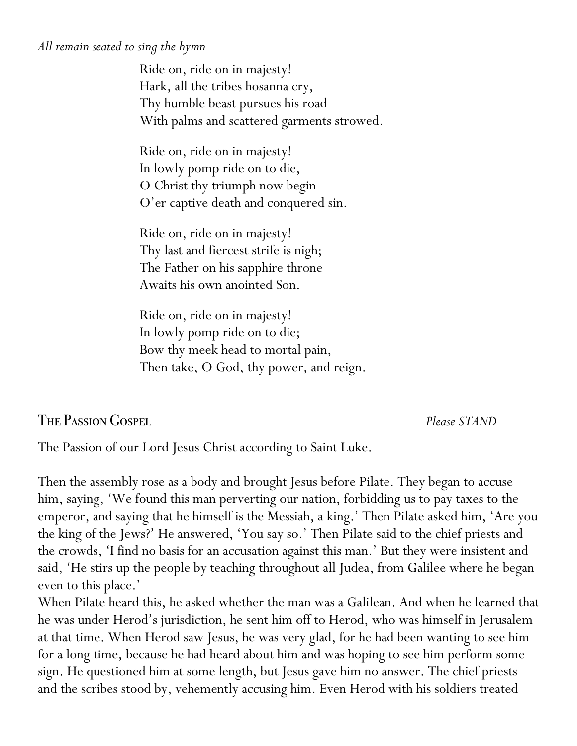*All remain seated to sing the hymn*

Ride on, ride on in majesty!  
Hark, all the tribes hosanna cry,  
Thy humble beast pursues his road  
With palms and scattered garments strowed.

Ride on, ride on in majesty!  
In lowly pomp ride on to die,  
O Christ thy triumph now begin  
O'er captive death and conquered sin.

Ride on, ride on in majesty!  
Thy last and fiercest strife is nigh;  
The Father on his sapphire throne  
Awaits his own anointed Son.

Ride on, ride on in majesty!  
In lowly pomp ride on to die;  
Bow thy meek head to mortal pain,  
Then take, O God, thy power, and reign.

## The Passion Gospel

*Please STAND*

The Passion of our Lord Jesus Christ according to Saint Luke.

Then the assembly rose as a body and brought Jesus before Pilate. They began to accuse him, saying, 'We found this man perverting our nation, forbidding us to pay taxes to the emperor, and saying that he himself is the Messiah, a king.' Then Pilate asked him, 'Are you the king of the Jews?' He answered, 'You say so.' Then Pilate said to the chief priests and the crowds, 'I find no basis for an accusation against this man.' But they were insistent and said, 'He stirs up the people by teaching throughout all Judea, from Galilee where he began even to this place.'
When Pilate heard this, he asked whether the man was a Galilean. And when he learned that he was under Herod's jurisdiction, he sent him off to Herod, who was himself in Jerusalem at that time. When Herod saw Jesus, he was very glad, for he had been wanting to see him for a long time, because he had heard about him and was hoping to see him perform some sign. He questioned him at some length, but Jesus gave him no answer. The chief priests and the scribes stood by, vehemently accusing him. Even Herod with his soldiers treated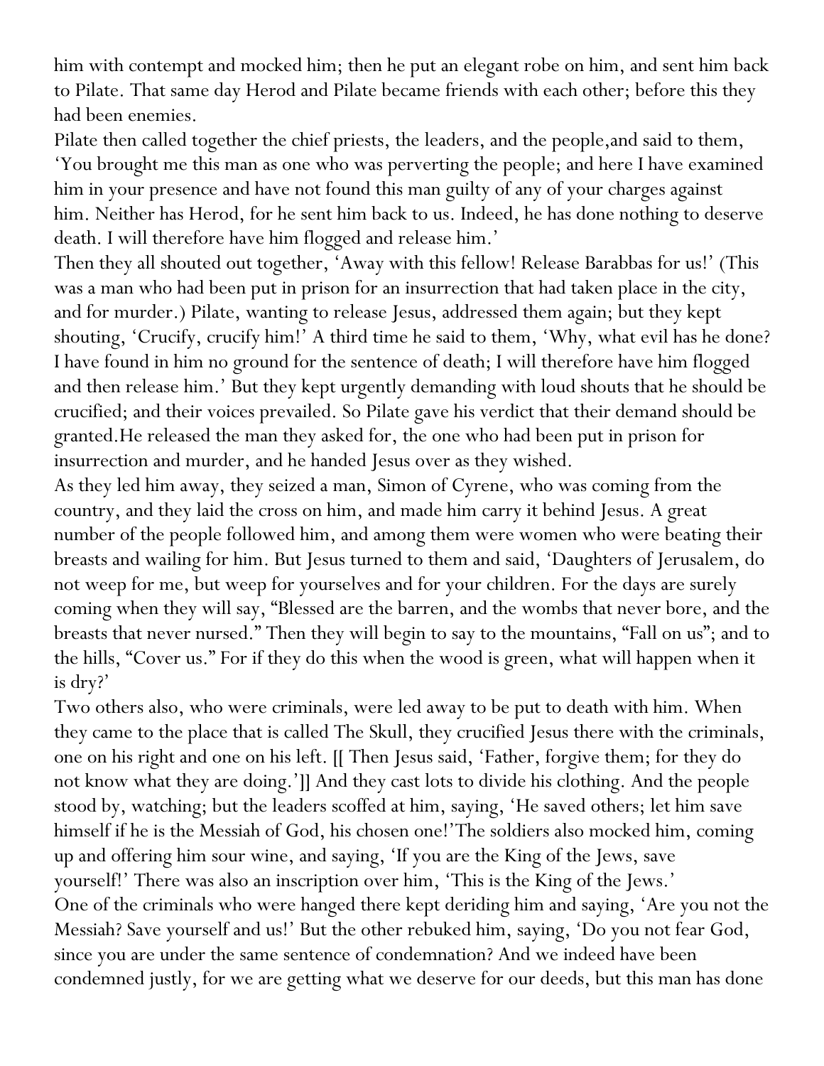him with contempt and mocked him; then he put an elegant robe on him, and sent him back to Pilate. That same day Herod and Pilate became friends with each other; before this they had been enemies.

Pilate then called together the chief priests, the leaders, and the people,and said to them, 'You brought me this man as one who was perverting the people; and here I have examined him in your presence and have not found this man guilty of any of your charges against him. Neither has Herod, for he sent him back to us. Indeed, he has done nothing to deserve death. I will therefore have him flogged and release him.'

Then they all shouted out together, 'Away with this fellow! Release Barabbas for us!' (This was a man who had been put in prison for an insurrection that had taken place in the city, and for murder.) Pilate, wanting to release Jesus, addressed them again; but they kept shouting, 'Crucify, crucify him!' A third time he said to them, 'Why, what evil has he done? I have found in him no ground for the sentence of death; I will therefore have him flogged and then release him.' But they kept urgently demanding with loud shouts that he should be crucified; and their voices prevailed. So Pilate gave his verdict that their demand should be granted.He released the man they asked for, the one who had been put in prison for insurrection and murder, and he handed Jesus over as they wished.

As they led him away, they seized a man, Simon of Cyrene, who was coming from the country, and they laid the cross on him, and made him carry it behind Jesus. A great number of the people followed him, and among them were women who were beating their breasts and wailing for him. But Jesus turned to them and said, 'Daughters of Jerusalem, do not weep for me, but weep for yourselves and for your children. For the days are surely coming when they will say, "Blessed are the barren, and the wombs that never bore, and the breasts that never nursed." Then they will begin to say to the mountains, "Fall on us"; and to the hills, "Cover us." For if they do this when the wood is green, what will happen when it is dry?'

Two others also, who were criminals, were led away to be put to death with him. When they came to the place that is called The Skull, they crucified Jesus there with the criminals, one on his right and one on his left. [[ Then Jesus said, 'Father, forgive them; for they do not know what they are doing.']] And they cast lots to divide his clothing. And the people stood by, watching; but the leaders scoffed at him, saying, 'He saved others; let him save himself if he is the Messiah of God, his chosen one!'The soldiers also mocked him, coming up and offering him sour wine, and saying, 'If you are the King of the Jews, save yourself!' There was also an inscription over him, 'This is the King of the Jews.'

One of the criminals who were hanged there kept deriding him and saying, 'Are you not the Messiah? Save yourself and us!' But the other rebuked him, saying, 'Do you not fear God, since you are under the same sentence of condemnation? And we indeed have been condemned justly, for we are getting what we deserve for our deeds, but this man has done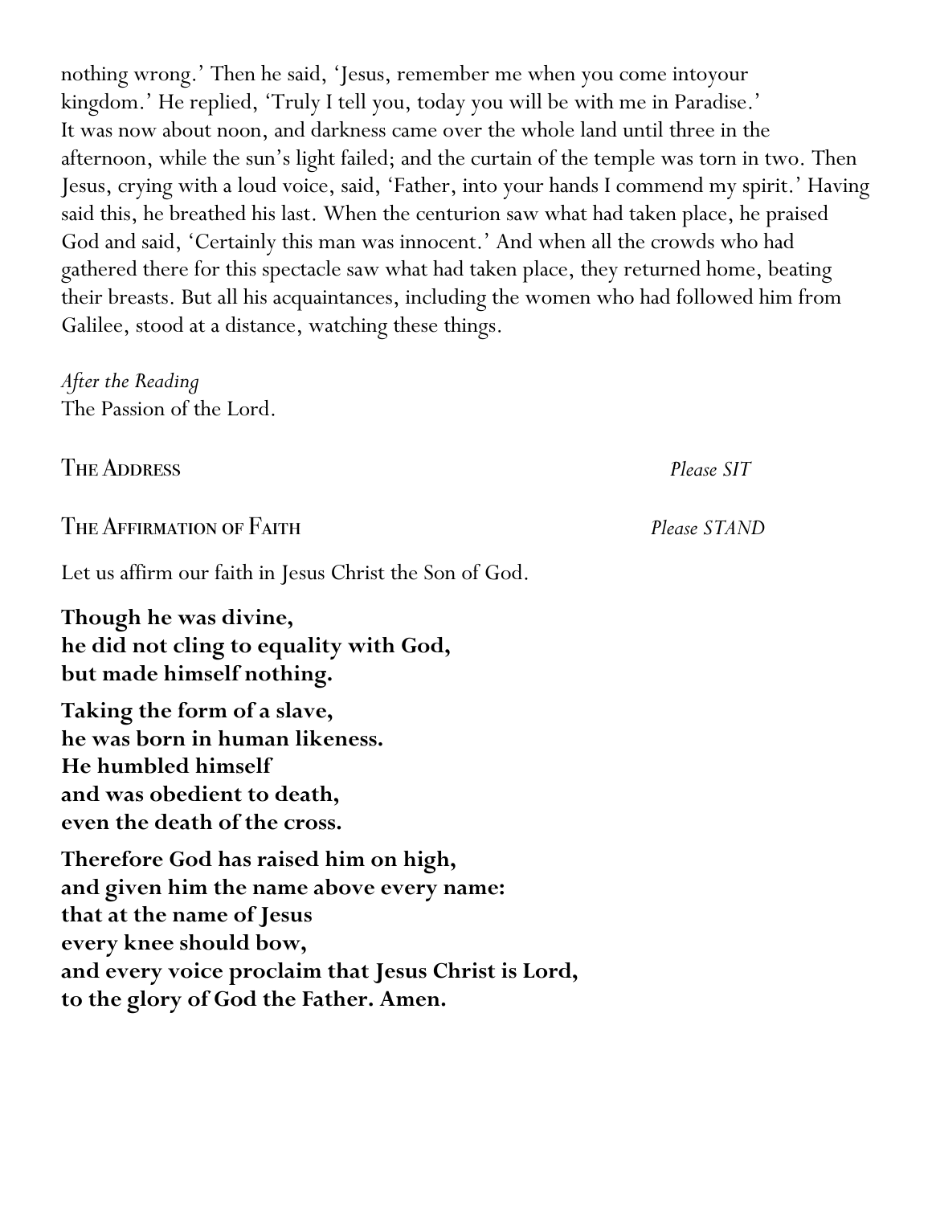nothing wrong.' Then he said, 'Jesus, remember me when you come intoyour kingdom.' He replied, 'Truly I tell you, today you will be with me in Paradise.' It was now about noon, and darkness came over the whole land until three in the afternoon, while the sun's light failed; and the curtain of the temple was torn in two. Then Jesus, crying with a loud voice, said, 'Father, into your hands I commend my spirit.' Having said this, he breathed his last. When the centurion saw what had taken place, he praised God and said, 'Certainly this man was innocent.' And when all the crowds who had gathered there for this spectacle saw what had taken place, they returned home, beating their breasts. But all his acquaintances, including the women who had followed him from Galilee, stood at a distance, watching these things.

*After the Reading*
The Passion of the Lord.

## The Address *Please SIT*

## The Affirmation of Faith *Please STAND*

Let us affirm our faith in Jesus Christ the Son of God.

**Though he was divine,**
**he did not cling to equality with God,**
**but made himself nothing.**

**Taking the form of a slave,**
**he was born in human likeness.**
**He humbled himself**
**and was obedient to death,**
**even the death of the cross.**

**Therefore God has raised him on high,**
**and given him the name above every name:**
**that at the name of Jesus**
**every knee should bow,**
**and every voice proclaim that Jesus Christ is Lord,**
**to the glory of God the Father. Amen.**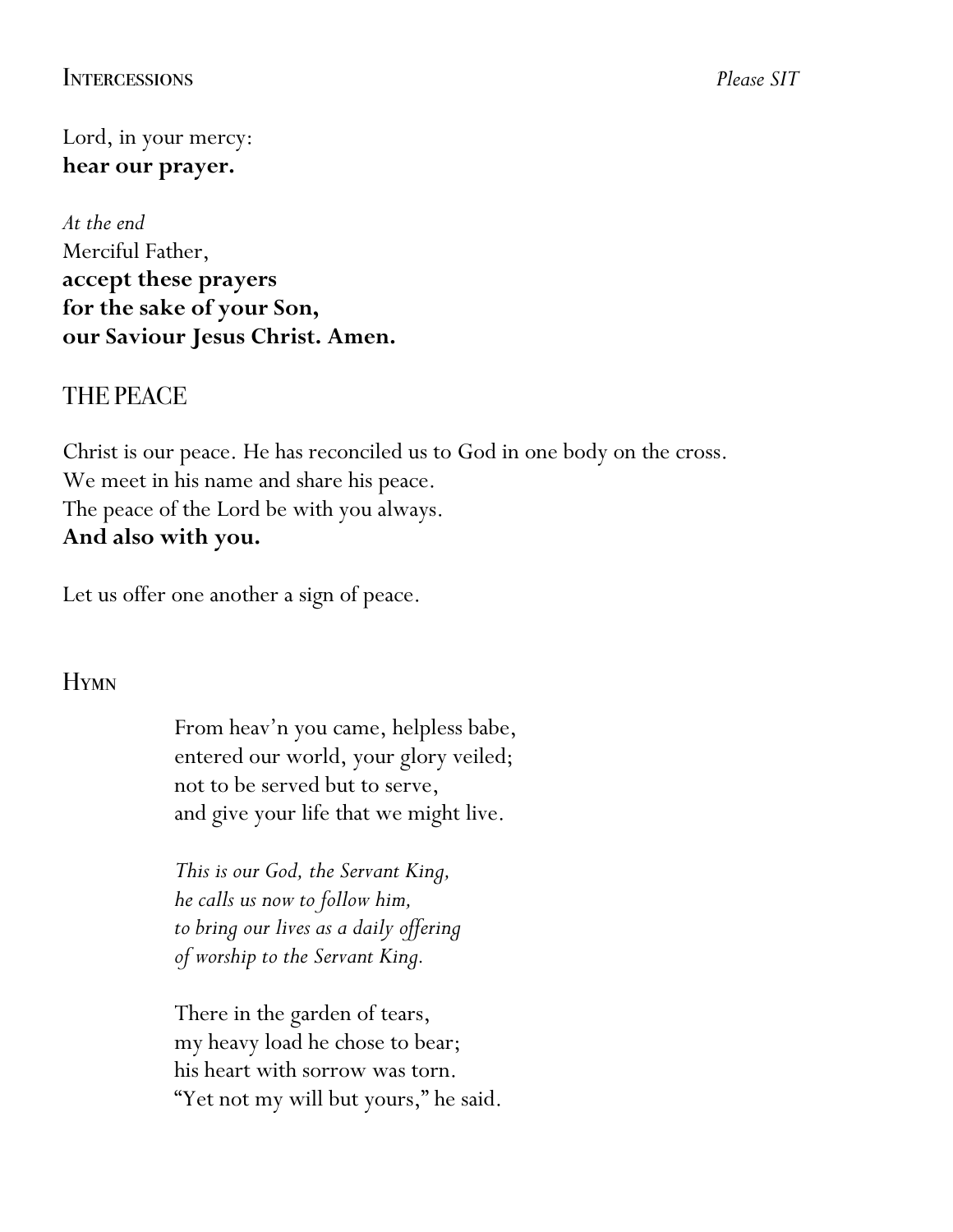## Intercessions

*Please SIT*

Lord, in your mercy:  
**hear our prayer.**

*At the end*  
Merciful Father,  
**accept these prayers**  
**for the sake of your Son,**  
**our Saviour Jesus Christ. Amen.**

## THE PEACE

Christ is our peace. He has reconciled us to God in one body on the cross.  
We meet in his name and share his peace.  
The peace of the Lord be with you always.  
**And also with you.**

Let us offer one another a sign of peace.

## Hymn

From heav'n you came, helpless babe,  
entered our world, your glory veiled;  
not to be served but to serve,  
and give your life that we might live.

*This is our God, the Servant King,*  
*he calls us now to follow him,*  
*to bring our lives as a daily offering*  
*of worship to the Servant King.*

There in the garden of tears,  
my heavy load he chose to bear;  
his heart with sorrow was torn.  
"Yet not my will but yours," he said.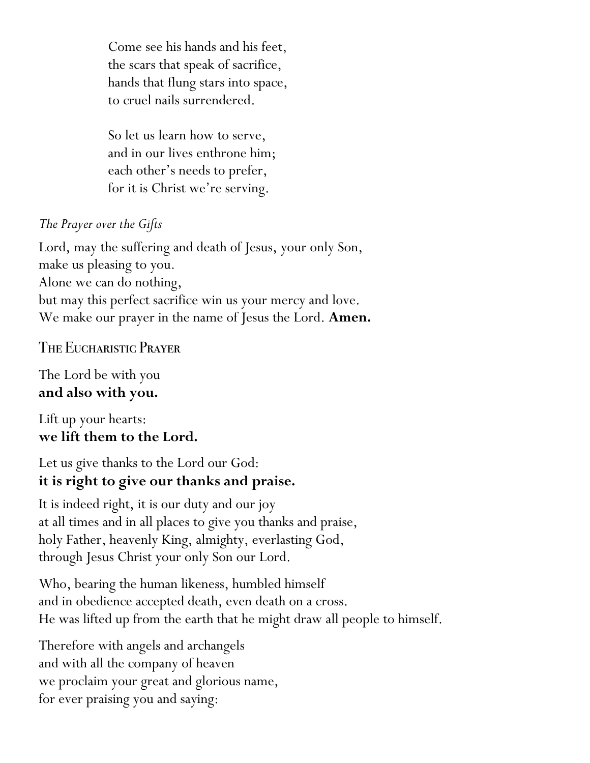Come see his hands and his feet,  
the scars that speak of sacrifice,  
hands that flung stars into space,  
to cruel nails surrendered.

So let us learn how to serve,  
and in our lives enthrone him;  
each other's needs to prefer,  
for it is Christ we're serving.

*The Prayer over the Gifts*

Lord, may the suffering and death of Jesus, your only Son,  
make us pleasing to you.  
Alone we can do nothing,  
but may this perfect sacrifice win us your mercy and love.  
We make our prayer in the name of Jesus the Lord. **Amen.**

## The Eucharistic Prayer

The Lord be with you  
**and also with you.**

Lift up your hearts:  
**we lift them to the Lord.**

Let us give thanks to the Lord our God:  
**it is right to give our thanks and praise.**

It is indeed right, it is our duty and our joy  
at all times and in all places to give you thanks and praise,  
holy Father, heavenly King, almighty, everlasting God,  
through Jesus Christ your only Son our Lord.

Who, bearing the human likeness, humbled himself  
and in obedience accepted death, even death on a cross.  
He was lifted up from the earth that he might draw all people to himself.

Therefore with angels and archangels  
and with all the company of heaven  
we proclaim your great and glorious name,  
for ever praising you and saying: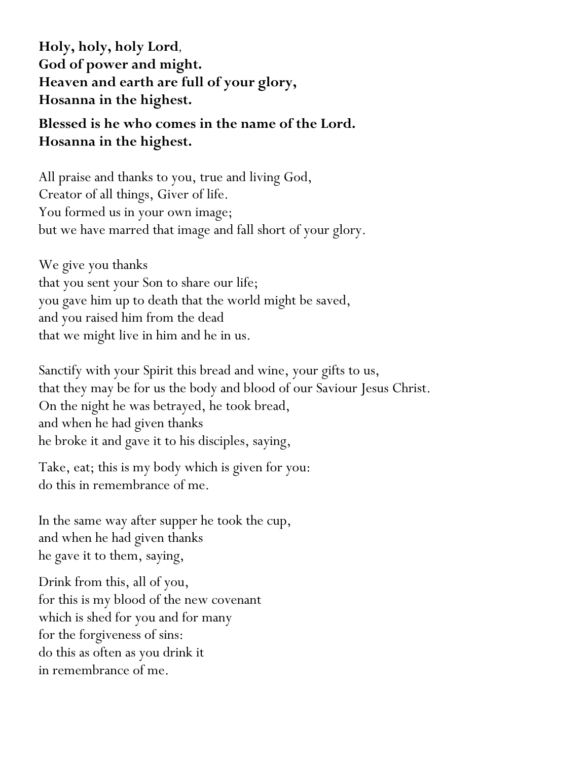**Holy, holy, holy Lord,**
**God of power and might.**
**Heaven and earth are full of your glory,**
**Hosanna in the highest.**

**Blessed is he who comes in the name of the Lord.**
**Hosanna in the highest.**

All praise and thanks to you, true and living God,
Creator of all things, Giver of life.
You formed us in your own image;
but we have marred that image and fall short of your glory.

We give you thanks
that you sent your Son to share our life;
you gave him up to death that the world might be saved,
and you raised him from the dead
that we might live in him and he in us.

Sanctify with your Spirit this bread and wine, your gifts to us,
that they may be for us the body and blood of our Saviour Jesus Christ.
On the night he was betrayed, he took bread,
and when he had given thanks
he broke it and gave it to his disciples, saying,

Take, eat; this is my body which is given for you:
do this in remembrance of me.

In the same way after supper he took the cup,
and when he had given thanks
he gave it to them, saying,

Drink from this, all of you,
for this is my blood of the new covenant
which is shed for you and for many
for the forgiveness of sins:
do this as often as you drink it
in remembrance of me.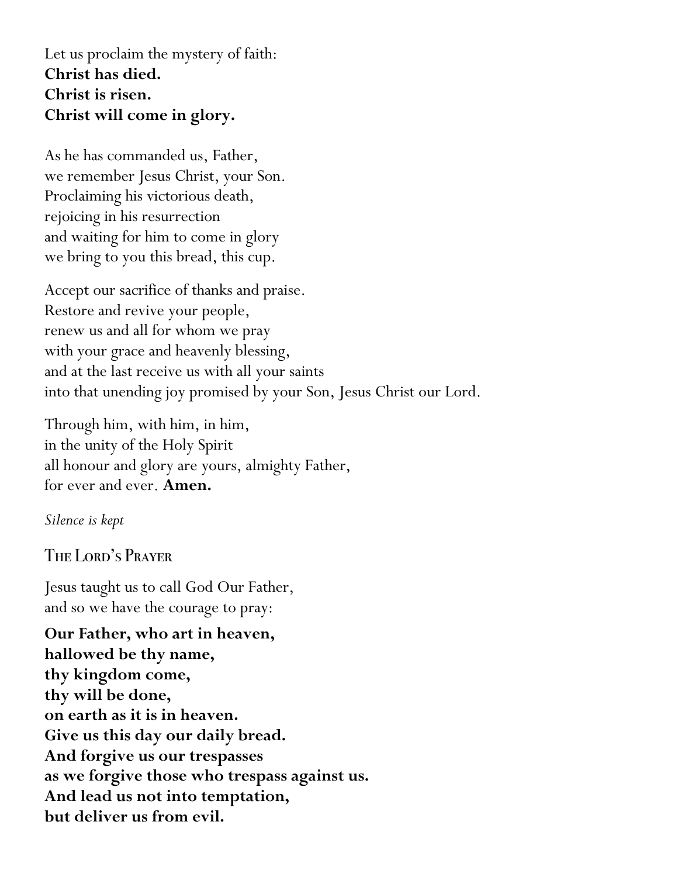Let us proclaim the mystery of faith:
**Christ has died.**
**Christ is risen.**
**Christ will come in glory.**

As he has commanded us, Father,
we remember Jesus Christ, your Son.
Proclaiming his victorious death,
rejoicing in his resurrection
and waiting for him to come in glory
we bring to you this bread, this cup.

Accept our sacrifice of thanks and praise.
Restore and revive your people,
renew us and all for whom we pray
with your grace and heavenly blessing,
and at the last receive us with all your saints
into that unending joy promised by your Son, Jesus Christ our Lord.

Through him, with him, in him,
in the unity of the Holy Spirit
all honour and glory are yours, almighty Father,
for ever and ever. **Amen.**

*Silence is kept*

## The Lord's Prayer

Jesus taught us to call God Our Father,
and so we have the courage to pray:

**Our Father, who art in heaven,**
**hallowed be thy name,**
**thy kingdom come,**
**thy will be done,**
**on earth as it is in heaven.**
**Give us this day our daily bread.**
**And forgive us our trespasses**
**as we forgive those who trespass against us.**
**And lead us not into temptation,**
**but deliver us from evil.**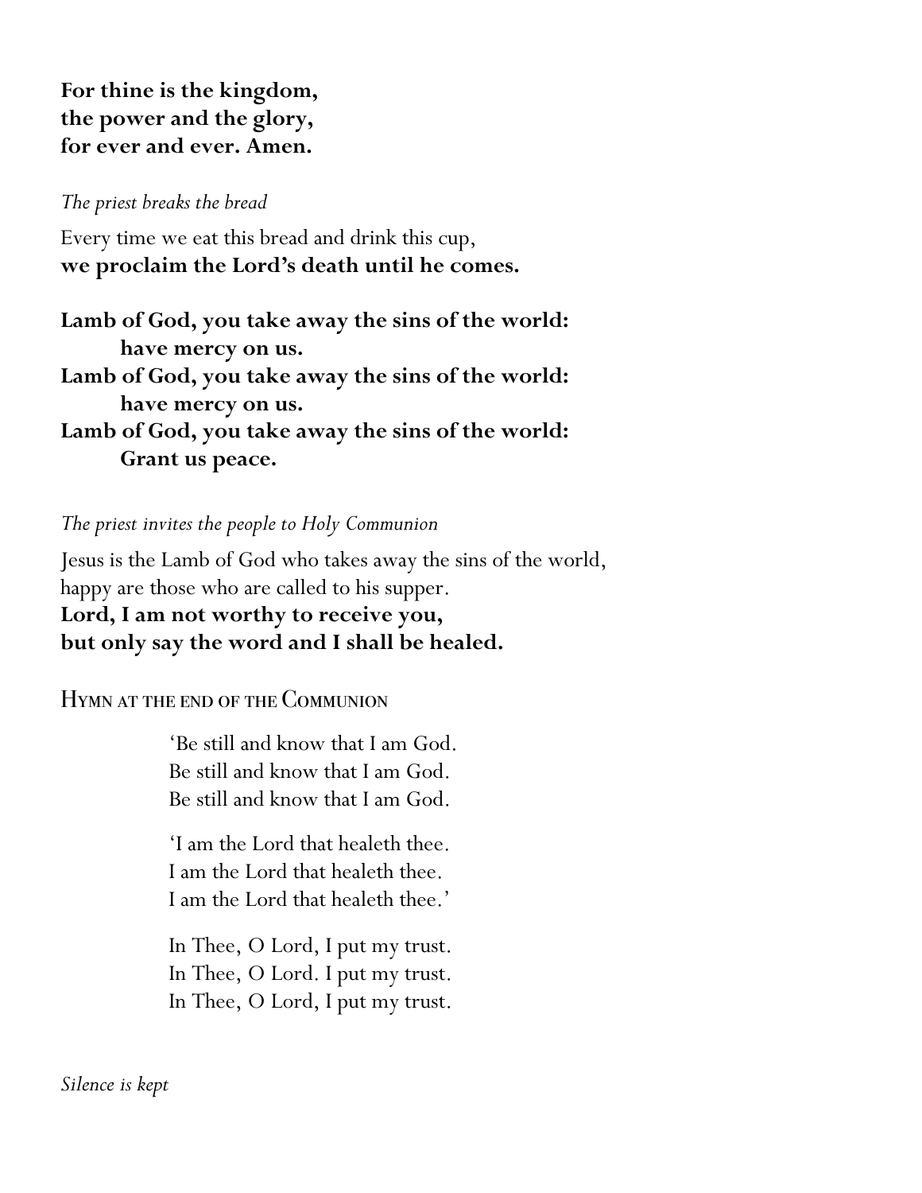**For thine is the kingdom,**
**the power and the glory,**
**for ever and ever. Amen.**

*The priest breaks the bread*

Every time we eat this bread and drink this cup,
**we proclaim the Lord's death until he comes.**

**Lamb of God, you take away the sins of the world:**
**have mercy on us.**
**Lamb of God, you take away the sins of the world:**
**have mercy on us.**
**Lamb of God, you take away the sins of the world:**
**Grant us peace.**

*The priest invites the people to Holy Communion*

Jesus is the Lamb of God who takes away the sins of the world,
happy are those who are called to his supper.
**Lord, I am not worthy to receive you,**
**but only say the word and I shall be healed.**

## Hymn at the end of the Communion

'Be still and know that I am God.
Be still and know that I am God.
Be still and know that I am God.

'I am the Lord that healeth thee.
I am the Lord that healeth thee.
I am the Lord that healeth thee.'

In Thee, O Lord, I put my trust.
In Thee, O Lord. I put my trust.
In Thee, O Lord, I put my trust.

*Silence is kept*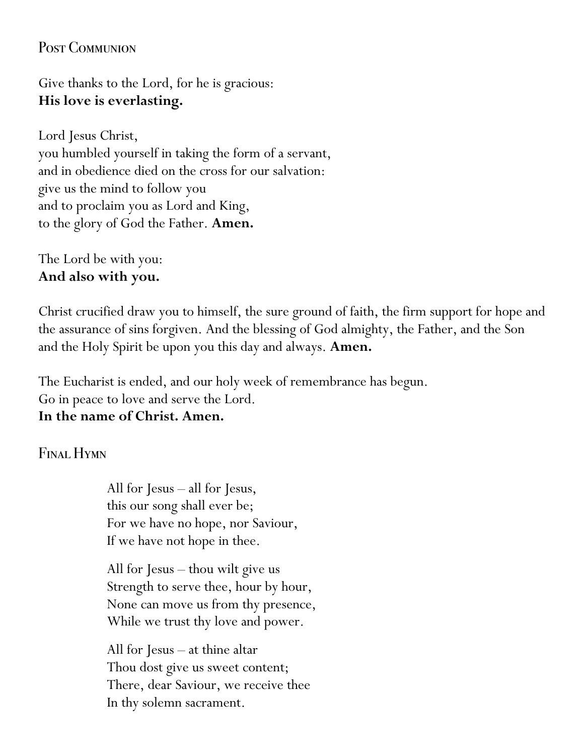## Post Communion

Give thanks to the Lord, for he is gracious:
**His love is everlasting.**

Lord Jesus Christ,
you humbled yourself in taking the form of a servant,
and in obedience died on the cross for our salvation:
give us the mind to follow you
and to proclaim you as Lord and King,
to the glory of God the Father. **Amen.**

The Lord be with you:
**And also with you.**

Christ crucified draw you to himself, the sure ground of faith, the firm support for hope and the assurance of sins forgiven. And the blessing of God almighty, the Father, and the Son and the Holy Spirit be upon you this day and always. **Amen.**

The Eucharist is ended, and our holy week of remembrance has begun.
Go in peace to love and serve the Lord.
**In the name of Christ. Amen.**

## Final Hymn

All for Jesus – all for Jesus,
this our song shall ever be;
For we have no hope, nor Saviour,
If we have not hope in thee.

All for Jesus – thou wilt give us
Strength to serve thee, hour by hour,
None can move us from thy presence,
While we trust thy love and power.

All for Jesus – at thine altar
Thou dost give us sweet content;
There, dear Saviour, we receive thee
In thy solemn sacrament.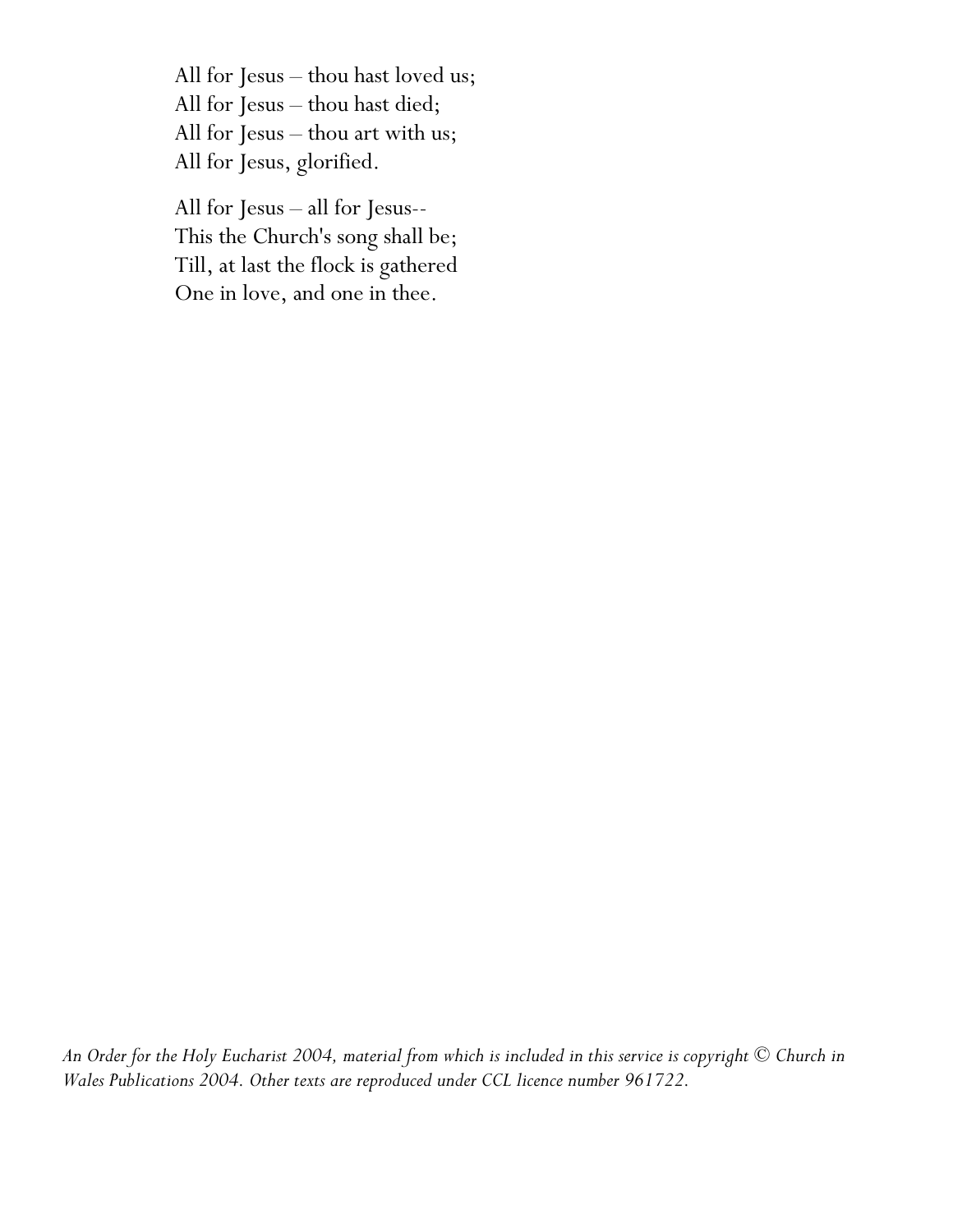All for Jesus – thou hast loved us;
All for Jesus – thou hast died;
All for Jesus – thou art with us;
All for Jesus, glorified.

All for Jesus – all for Jesus--
This the Church's song shall be;
Till, at last the flock is gathered
One in love, and one in thee.

*An Order for the Holy Eucharist 2004, material from which is included in this service is copyright © Church in Wales Publications 2004. Other texts are reproduced under CCL licence number 961722.*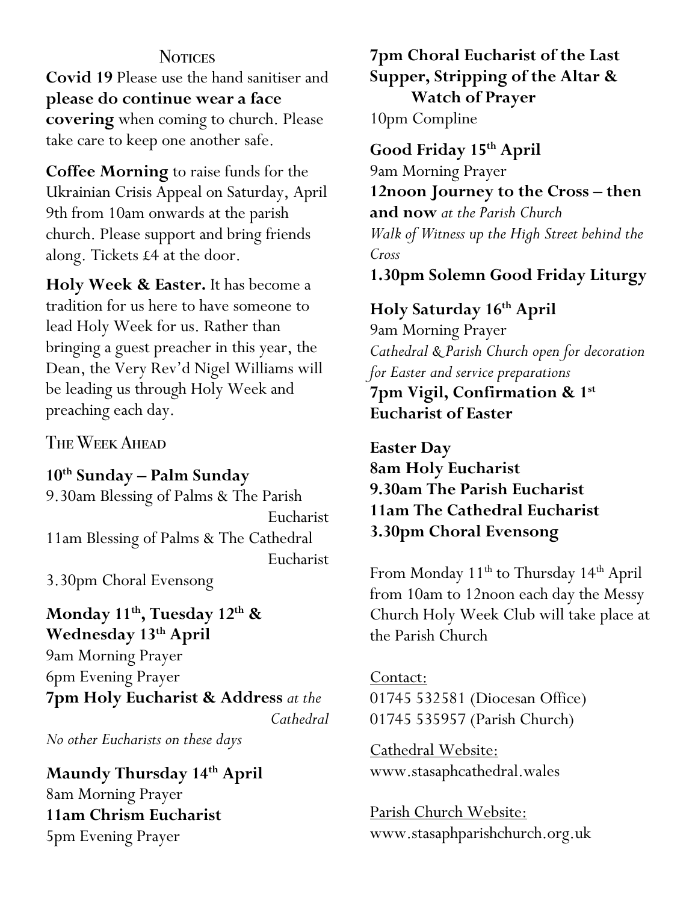## Notices

**Covid 19** Please use the hand sanitiser and **please do continue wear a face covering** when coming to church. Please take care to keep one another safe.

**Coffee Morning** to raise funds for the Ukrainian Crisis Appeal on Saturday, April 9th from 10am onwards at the parish church. Please support and bring friends along. Tickets £4 at the door.

**Holy Week & Easter.** It has become a tradition for us here to have someone to lead Holy Week for us. Rather than bringing a guest preacher in this year, the Dean, the Very Rev'd Nigel Williams will be leading us through Holy Week and preaching each day.

## The Week Ahead

**10th Sunday – Palm Sunday**
9.30am Blessing of Palms & The Parish Eucharist
11am Blessing of Palms & The Cathedral Eucharist
3.30pm Choral Evensong

**Monday 11th, Tuesday 12th & Wednesday 13th April**
9am Morning Prayer
6pm Evening Prayer
**7pm Holy Eucharist & Address** *at the Cathedral*
*No other Eucharists on these days*

**Maundy Thursday 14th April**
8am Morning Prayer
**11am Chrism Eucharist**
5pm Evening Prayer
**7pm Choral Eucharist of the Last Supper, Stripping of the Altar & Watch of Prayer**
10pm Compline

**Good Friday 15th April**
9am Morning Prayer
**12noon Journey to the Cross – then and now** *at the Parish Church*
*Walk of Witness up the High Street behind the Cross*
**1.30pm Solemn Good Friday Liturgy**

**Holy Saturday 16th April**
9am Morning Prayer
*Cathedral & Parish Church open for decoration for Easter and service preparations*
**7pm Vigil, Confirmation & 1st Eucharist of Easter**

**Easter Day**
**8am Holy Eucharist**
**9.30am The Parish Eucharist**
**11am The Cathedral Eucharist**
**3.30pm Choral Evensong**

From Monday 11th to Thursday 14th April from 10am to 12noon each day the Messy Church Holy Week Club will take place at the Parish Church

Contact:
01745 532581 (Diocesan Office)
01745 535957 (Parish Church)

Cathedral Website:
www.stasaphcathedral.wales

Parish Church Website:
www.stasaphparishchurch.org.uk